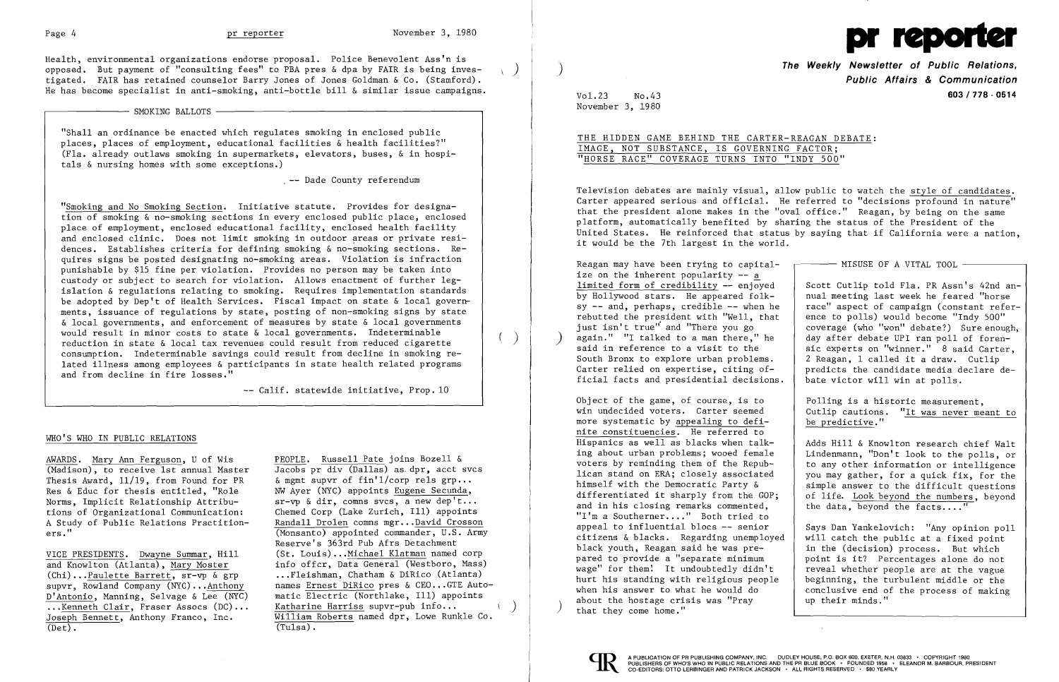Health, environmental organizations endorse proposal. Police Benevolent Ass'n is opposed. But payment of "consulting fees" to PBA pres & dpa by FAIR is being investigated. FAIR has retained counselor Barry Jones of Jones Goldman & Co. (Stamford). He has become specialist in anti-smoking, anti-bottle bill & similar issue campaigns.

### SMOKING BALLOTS

"Shall an ordinance be enacted which regulates smoking in enclosed public places, places of employment, educational facilities & health facilities?" (Fla. already outlaws smoking in supermarkets, elevators, buses, & in hospitals & nursing homes with some exceptions.)

-- Dade County referendum

"Smoking and No Smoking Section. Initiative statute. Provides for designation of smoking & no-smoking sections in every enclosed public place, enclosed place of employment, enclosed educational facility, enclosed health facility and enclosed clinic. Does not limit smoking in outdoor areas or private residences. Establishes criteria for defining smoking & no-smoking sections. Requires signs be posted designating no-smoking areas. Violation is infraction punishable by $15 fine per violation. Provides no person may be taken into custody or subject to search for violation. Allows enactment of further legislation & regulations relating to smoking. Requires implementation standards be adopted by Dep't of Health Services. Fiscal impact on state & local governments, issuance of regulations by state, posting of non-smoking signs by state & local governments, and enforcement of measures by state & local governments would result in minor costs to state & local governments. Indeterminable reduction in state & local tax revenues could result from reduced cigarette consumption. Indeterminable savings could result from decline in smoking related illness among employees & participants in state health related programs and from decline in fire losses."

-- Calif. statewide initiative, Prop. 10

## WHO'S WHO IN PUBLIC RELATIONS

AWARDS. Mary Ann Ferguson, U of Wis (Madison), to receive 1st annual Master Thesis Award, 11/19, from Found for PR Res & Educ for thesis entitled, "Role Norms, Implicit Relationship Attributions of Organizational Communication: A Study of Public Relations Practitioners."

VICE PRESIDENTS. Dwayne Summar, Hill and Knowlton (Atlanta), Mary Moster (Chi)...Paulette Barrett, sr-vp & grp supvr, Rowland Company (NYC)...Anthony D'Antonio, Manning, Selvage & Lee (NYC) ...Kenneth Clair, Fraser Assocs (DC)... Joseph Bennett, Anthony Franco, Inc. (Det).

PEOPLE. Russell Pate joins Bozell & Jacobs pr div (Dallas) as dpr, acct svcs & mgmt supvr of fin'l/corp rels grp... NW Ayer (NYC) appoints Eugene Secunda, sr-vp & dir, comns svcs, a new dep't... Chemed Corp (Lake Zurich, Ill) appoints Randall Drolen comns mgr...David Crosson (Monsanto) appointed commander, U.S. Army Reserve's 363rd Pub Afrs Detachment (St. Louis)...Michael Klatman named corp info offcr, Data General (Westboro, Mass) ...Fleishman, Chatham & DiRico (Atlanta) names Ernest DiRico pres & CEO...GTE Automatic Electric (Northlake, Ill) appoints Katharine Harriss supvr-pub info... William Roberts named dpr, Lowe Runkle Co. (Tulsa).

# pr reporter

**The Weekly Newsletter of Public Relations, Public Affairs & Communication**

603 / 778 - 0514

Vol.23 No.43
November 3, 1980

## THE HIDDEN GAME BEHIND THE CARTER-REAGAN DEBATE: IMAGE, NOT SUBSTANCE, IS GOVERNING FACTOR; "HORSE RACE" COVERAGE TURNS INTO "INDY 500"

Television debates are mainly visual, allow public to watch the style of candidates. Carter appeared serious and official. He referred to "decisions profound in nature" that the president alone makes in the "oval office." Reagan, by being on the same platform, automatically benefited by sharing the status of the President of the United States. He reinforced that status by saying that if California were a nation, it would be the 7th largest in the world.

Reagan may have been trying to capitalize on the inherent popularity -- a limited form of credibility -- enjoyed by Hollywood stars. He appeared folksy -- and, perhaps, credible -- when he rebutted the president with "Well, that just isn't true" and "There you go again." "I talked to a man there," he said in reference to a visit to the South Bronx to explore urban problems. Carter relied on expertise, citing official facts and presidential decisions.

Object of the game, of course, is to win undecided voters. Carter seemed more systematic by appealing to definite constituencies. He referred to Hispanics as well as blacks when talking about urban problems; wooed female voters by reminding them of the Republican stand on ERA; closely associated himself with the Democratic Party & differentiated it sharply from the GOP; and in his closing remarks commented, "I'm a Southerner...." Both tried to appeal to influential blocs -- senior citizens & blacks. Regarding unemployed black youth, Reagan said he was prepared to provide a "separate minimum wage" for them! It undoubtedly didn't hurt his standing with religious people when his answer to what he would do about the hostage crisis was "Pray that they come home."

### MISUSE OF A VITAL TOOL

Scott Cutlip told Fla. PR Assn's 42nd annual meeting last week he feared "horse race" aspect of campaign (constant reference to polls) would become "Indy 500" coverage (who "won" debate?) Sure enough, day after debate UPI ran poll of forensic experts on "winner." 8 said Carter, 2 Reagan, 1 called it a draw. Cutlip predicts the candidate media declare debate victor will win at polls.

Polling is a historic measurement, Cutlip cautions. "It was never meant to be predictive."

Adds Hill & Knowlton research chief Walt Lindenmann, "Don't look to the polls, or to any other information or intelligence you may gather, for a quick fix, for the simple answer to the difficult questions of life. Look beyond the numbers, beyond the data, beyond the facts...."

Says Dan Yankelovich: "Any opinion poll will catch the public at a fixed point in the (decision) process. But which point is it? Percentages alone do not reveal whether people are at the vague beginning, the turbulent middle or the conclusive end of the process of making up their minds."

A PUBLICATION OF PR PUBLISHING COMPANY, INC. DUDLEY HOUSE, P.O. BOX 600, EXETER, N.H. 03833 • COPYRIGHT 1980 PUBLISHERS OF WHO'S WHO IN PUBLIC RELATIONS AND THE PR BLUE BOOK • FOUNDED 1958 • ELEANOR M. BARBOUR, PRESIDENT CO-EDITORS: OTTO LERBINGER AND PATRICK JACKSON • ALL RIGHTS RESERVED • $80 YEARLY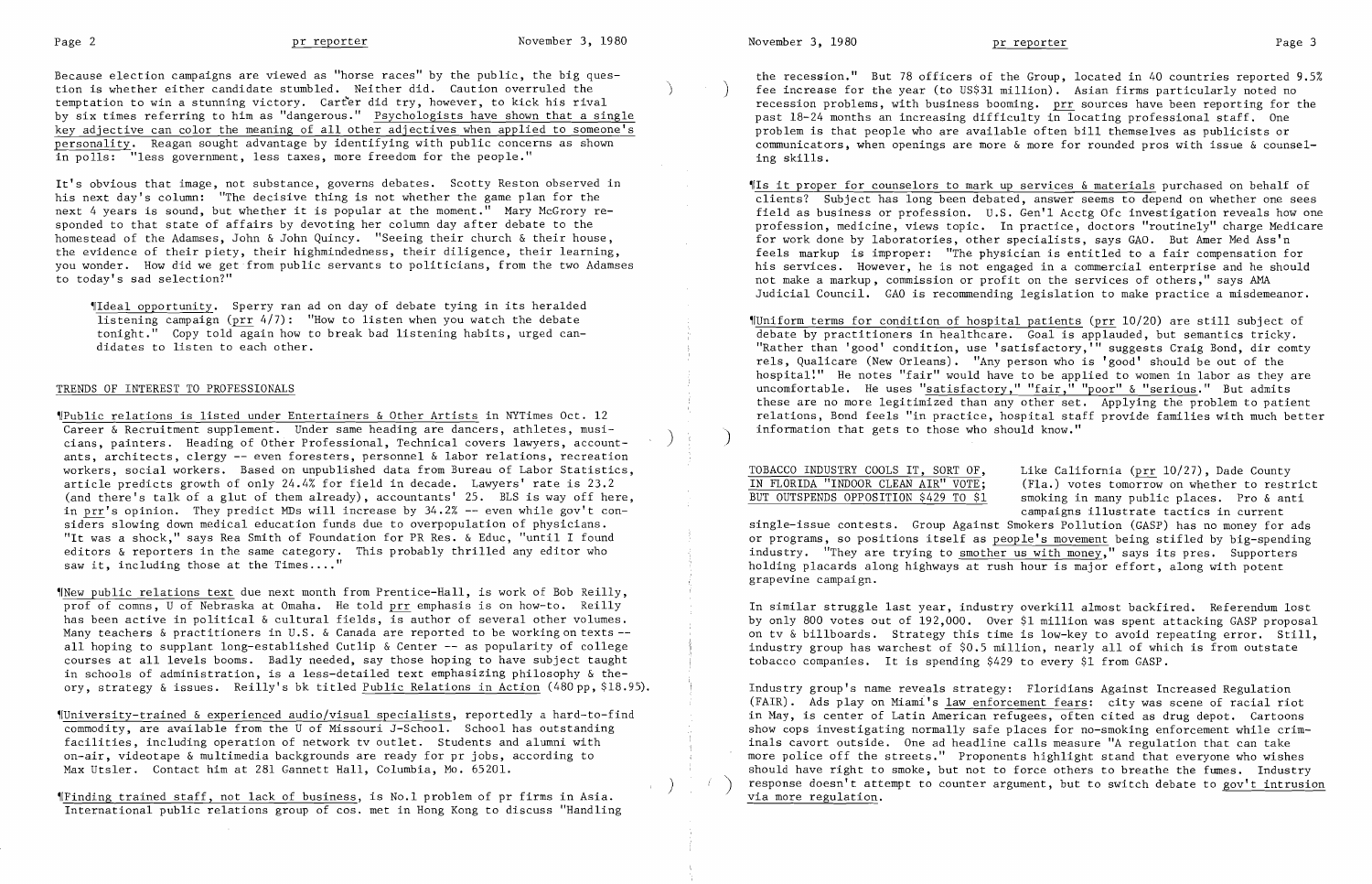Because election campaigns are viewed as "horse races" by the public, the big question is whether either candidate stumbled. Neither did. Caution overruled the temptation to win a stunning victory. Carter did try, however, to kick his rival by six times referring to him as "dangerous." Psychologists have shown that a single key adjective can color the meaning of all other adjectives when applied to someone's personality. Reagan sought advantage by identifying with public concerns as shown in polls: "less government, less taxes, more freedom for the people."

It's obvious that image, not substance, governs debates. Scotty Reston observed in his next day's column: "The decisive thing is not whether the game plan for the next 4 years is sound, but whether it is popular at the moment." Mary McGrory responded to that state of affairs by devoting her column day after debate to the homestead of the Adamses, John & John Quincy. "Seeing their church & their house, the evidence of their piety, their highmindedness, their diligence, their learning, you wonder. How did we get from public servants to politicians, from the two Adamses to today's sad selection?"

¶Ideal opportunity. Sperry ran ad on day of debate tying in its heralded listening campaign (prr 4/7): "How to listen when you watch the debate tonight." Copy told again how to break bad listening habits, urged candidates to listen to each other.

## TRENDS OF INTEREST TO PROFESSIONALS

¶Public relations is listed under Entertainers & Other Artists in NYTimes Oct. 12 Career & Recruitment supplement. Under same heading are dancers, athletes, musicians, painters. Heading of Other Professional, Technical covers lawyers, accountants, architects, clergy -- even foresters, personnel & labor relations, recreation workers, social workers. Based on unpublished data from Bureau of Labor Statistics, article predicts growth of only 24.4% for field in decade. Lawyers' rate is 23.2 (and there's talk of a glut of them already), accountants' 25. BLS is way off here, in prr's opinion. They predict MDs will increase by 34.2% -- even while gov't considers slowing down medical education funds due to overpopulation of physicians. "It was a shock," says Rea Smith of Foundation for PR Res. & Educ, "until I found editors & reporters in the same category. This probably thrilled any editor who saw it, including those at the Times...."

¶New public relations text due next month from Prentice-Hall, is work of Bob Reilly, prof of comns, U of Nebraska at Omaha. He told prr emphasis is on how-to. Reilly has been active in political & cultural fields, is author of several other volumes. Many teachers & practitioners in U.S. & Canada are reported to be working on texts -- all hoping to supplant long-established Cutlip & Center -- as popularity of college courses at all levels booms. Badly needed, say those hoping to have subject taught in schools of administration, is a less-detailed text emphasizing philosophy & theory, strategy & issues. Reilly's bk titled Public Relations in Action (480 pp, $18.95).

¶University-trained & experienced audio/visual specialists, reportedly a hard-to-find commodity, are available from the U of Missouri J-School. School has outstanding facilities, including operation of network tv outlet. Students and alumni with on-air, videotape & multimedia backgrounds are ready for pr jobs, according to Max Utsler. Contact him at 281 Gannett Hall, Columbia, Mo. 65201.

¶Finding trained staff, not lack of business, is No.1 problem of pr firms in Asia. International public relations group of cos. met in Hong Kong to discuss "Handling the recession." But 78 officers of the Group, located in 40 countries reported 9.5% fee increase for the year (to US$31 million). Asian firms particularly noted no recession problems, with business booming. prr sources have been reporting for the past 18-24 months an increasing difficulty in locating professional staff. One problem is that people who are available often bill themselves as publicists or communicators, when openings are more & more for rounded pros with issue & counseling skills.

¶Is it proper for counselors to mark up services & materials purchased on behalf of clients? Subject has long been debated, answer seems to depend on whether one sees field as business or profession. U.S. Gen'l Acctg Ofc investigation reveals how one profession, medicine, views topic. In practice, doctors "routinely" charge Medicare for work done by laboratories, other specialists, says GAO. But Amer Med Ass'n feels markup is improper: "The physician is entitled to a fair compensation for his services. However, he is not engaged in a commercial enterprise and he should not make a markup, commission or profit on the services of others," says AMA Judicial Council. GAO is recommending legislation to make practice a misdemeanor.

¶Uniform terms for condition of hospital patients (prr 10/20) are still subject of debate by practitioners in healthcare. Goal is applauded, but semantics tricky. "Rather than 'good' condition, use 'satisfactory,'" suggests Craig Bond, dir comty rels, Qualicare (New Orleans). "Any person who is 'good' should be out of the hospital!" He notes "fair" would have to be applied to women in labor as they are uncomfortable. He uses "satisfactory," "fair," "poor" & "serious." But admits these are no more legitimized than any other set. Applying the problem to patient relations, Bond feels "in practice, hospital staff provide families with much better information that gets to those who should know."

## TOBACCO INDUSTRY COOLS IT, SORT OF, IN FLORIDA "INDOOR CLEAN AIR" VOTE; BUT OUTSPENDS OPPOSITION $429 TO $1

Like California (prr 10/27), Dade County (Fla.) votes tomorrow on whether to restrict smoking in many public places. Pro & anti campaigns illustrate tactics in current single-issue contests. Group Against Smokers Pollution (GASP) has no money for ads or programs, so positions itself as people's movement being stifled by big-spending industry. "They are trying to smother us with money," says its pres. Supporters holding placards along highways at rush hour is major effort, along with potent grapevine campaign.

In similar struggle last year, industry overkill almost backfired. Referendum lost by only 800 votes out of 192,000. Over $1 million was spent attacking GASP proposal on tv & billboards. Strategy this time is low-key to avoid repeating error. Still, industry group has warchest of $0.5 million, nearly all of which is from outstate tobacco companies. It is spending $429 to every $1 from GASP.

Industry group's name reveals strategy: Floridians Against Increased Regulation (FAIR). Ads play on Miami's law enforcement fears: city was scene of racial riot in May, is center of Latin American refugees, often cited as drug depot. Cartoons show cops investigating normally safe places for no-smoking enforcement while criminals cavort outside. One ad headline calls measure "A regulation that can take more police off the streets." Proponents highlight stand that everyone who wishes should have right to smoke, but not to force others to breathe the fumes. Industry response doesn't attempt to counter argument, but to switch debate to gov't intrusion via more regulation.